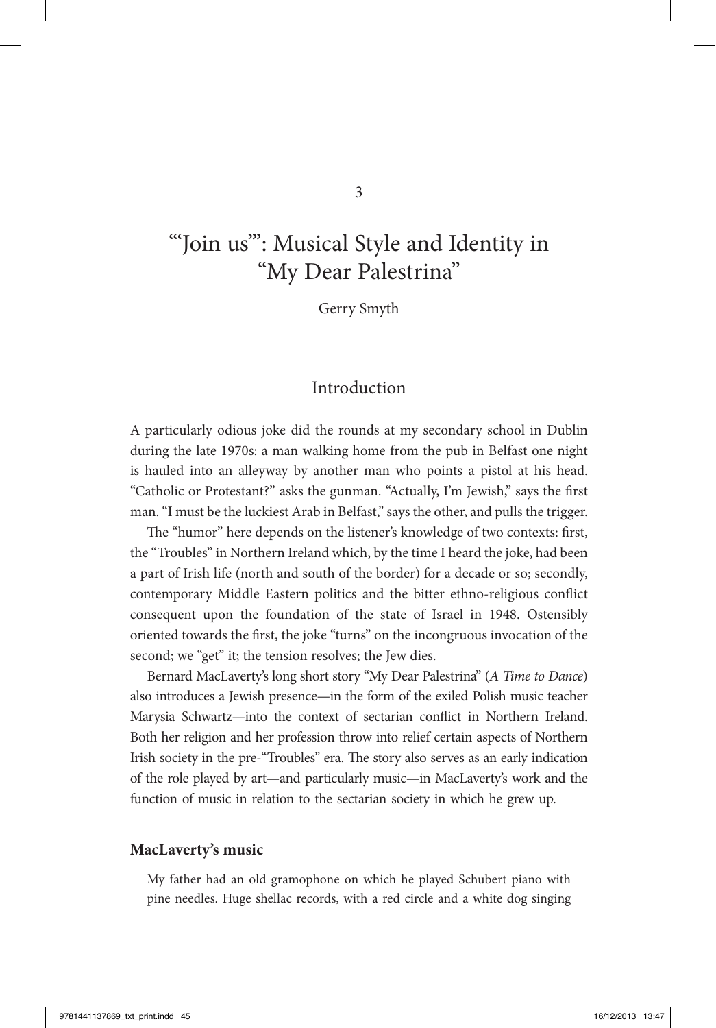# "'Join us'": Musical Style and Identity in "My Dear Palestrina"

Gerry Smyth

## Introduction

A particularly odious joke did the rounds at my secondary school in Dublin during the late 1970s: a man walking home from the pub in Belfast one night is hauled into an alleyway by another man who points a pistol at his head. "Catholic or Protestant?" asks the gunman. "Actually, I'm Jewish," says the first man. "I must be the luckiest Arab in Belfast," says the other, and pulls the trigger.

The "humor" here depends on the listener's knowledge of two contexts: first, the "Troubles" in Northern Ireland which, by the time I heard the joke, had been a part of Irish life (north and south of the border) for a decade or so; secondly, contemporary Middle Eastern politics and the bitter ethno-religious conflict consequent upon the foundation of the state of Israel in 1948. Ostensibly oriented towards the first, the joke "turns" on the incongruous invocation of the second; we "get" it; the tension resolves; the Jew dies.

Bernard MacLaverty's long short story "My Dear Palestrina" (*A Time to Dance*) also introduces a Jewish presence—in the form of the exiled Polish music teacher Marysia Schwartz—into the context of sectarian conflict in Northern Ireland. Both her religion and her profession throw into relief certain aspects of Northern Irish society in the pre-"Troubles" era. The story also serves as an early indication of the role played by art—and particularly music—in MacLaverty's work and the function of music in relation to the sectarian society in which he grew up.

### MacLaverty's music

> My father had an old gramophone on which he played Schubert piano with pine needles. Huge shellac records, with a red circle and a white dog singing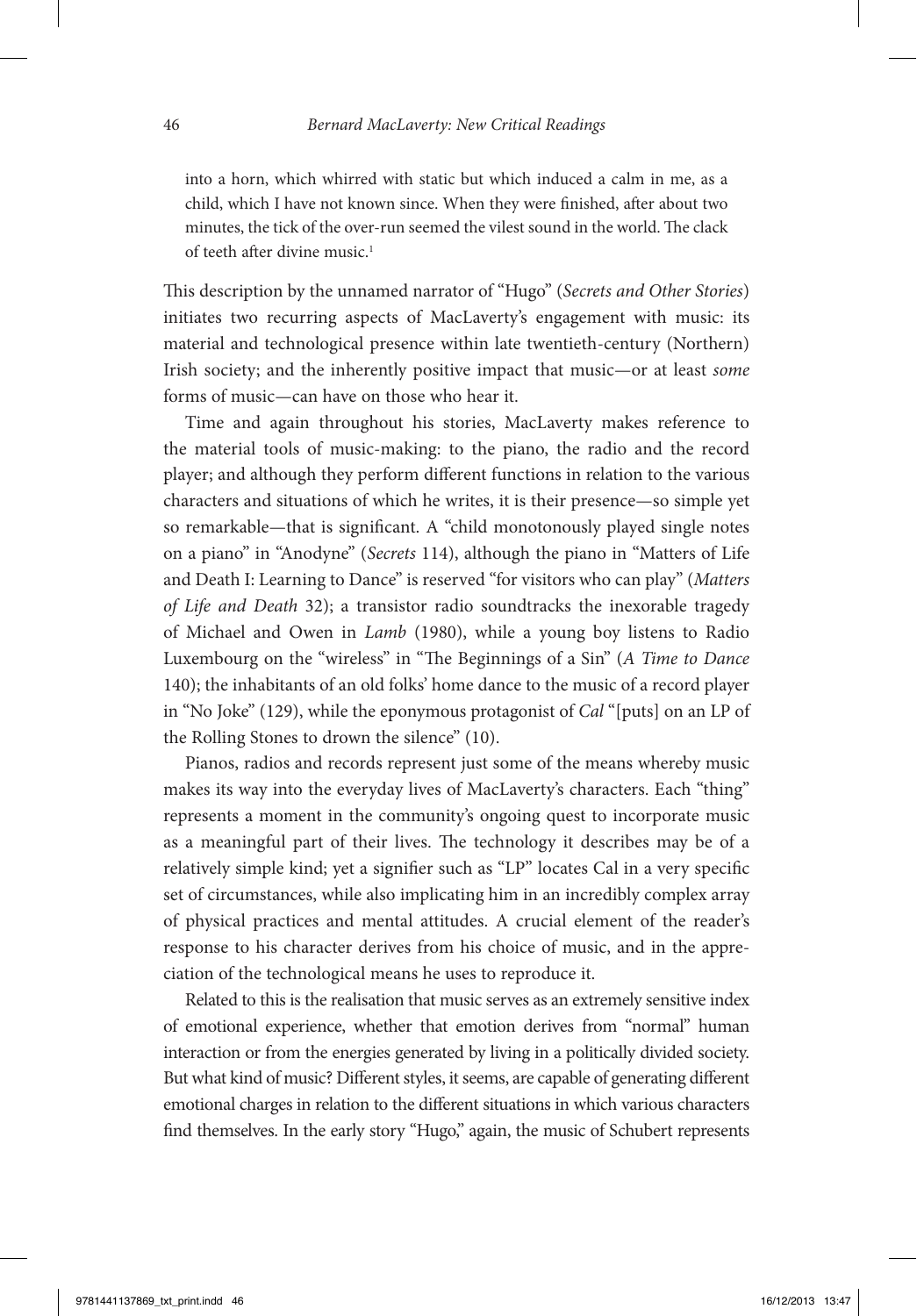into a horn, which whirred with static but which induced a calm in me, as a child, which I have not known since. When they were finished, after about two minutes, the tick of the over-run seemed the vilest sound in the world. The clack of teeth after divine music.[1]

This description by the unnamed narrator of "Hugo" (*Secrets and Other Stories*) initiates two recurring aspects of MacLaverty's engagement with music: its material and technological presence within late twentieth-century (Northern) Irish society; and the inherently positive impact that music—or at least *some* forms of music—can have on those who hear it.

Time and again throughout his stories, MacLaverty makes reference to the material tools of music-making: to the piano, the radio and the record player; and although they perform different functions in relation to the various characters and situations of which he writes, it is their presence—so simple yet so remarkable—that is significant. A "child monotonously played single notes on a piano" in "Anodyne" (*Secrets* 114), although the piano in "Matters of Life and Death I: Learning to Dance" is reserved "for visitors who can play" (*Matters of Life and Death* 32); a transistor radio soundtracks the inexorable tragedy of Michael and Owen in *Lamb* (1980), while a young boy listens to Radio Luxembourg on the "wireless" in "The Beginnings of a Sin" (*A Time to Dance* 140); the inhabitants of an old folks' home dance to the music of a record player in "No Joke" (129), while the eponymous protagonist of *Cal* "[puts] on an LP of the Rolling Stones to drown the silence" (10).

Pianos, radios and records represent just some of the means whereby music makes its way into the everyday lives of MacLaverty's characters. Each "thing" represents a moment in the community's ongoing quest to incorporate music as a meaningful part of their lives. The technology it describes may be of a relatively simple kind; yet a signifier such as "LP" locates Cal in a very specific set of circumstances, while also implicating him in an incredibly complex array of physical practices and mental attitudes. A crucial element of the reader's response to his character derives from his choice of music, and in the appreciation of the technological means he uses to reproduce it.

Related to this is the realisation that music serves as an extremely sensitive index of emotional experience, whether that emotion derives from "normal" human interaction or from the energies generated by living in a politically divided society. But what kind of music? Different styles, it seems, are capable of generating different emotional charges in relation to the different situations in which various characters find themselves. In the early story "Hugo," again, the music of Schubert represents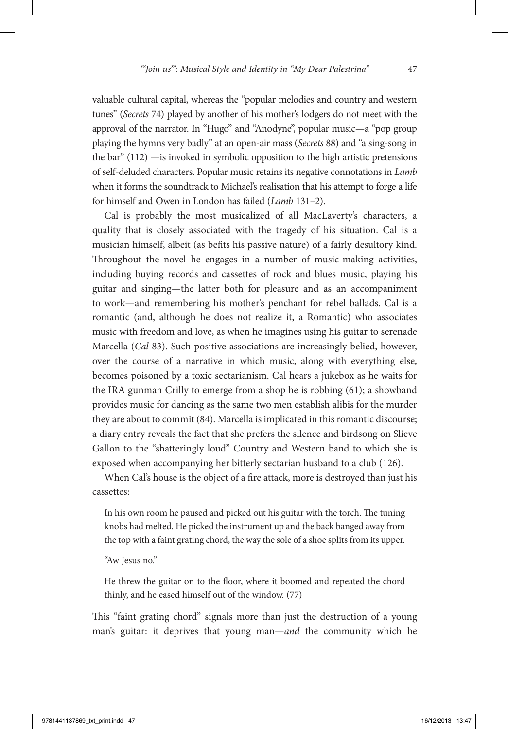valuable cultural capital, whereas the "popular melodies and country and western tunes" (*Secrets* 74) played by another of his mother's lodgers do not meet with the approval of the narrator. In "Hugo" and "Anodyne", popular music—a "pop group playing the hymns very badly" at an open-air mass (*Secrets* 88) and "a sing-song in the bar" (112) —is invoked in symbolic opposition to the high artistic pretensions of self-deluded characters. Popular music retains its negative connotations in *Lamb* when it forms the soundtrack to Michael's realisation that his attempt to forge a life for himself and Owen in London has failed (*Lamb* 131–2).

Cal is probably the most musicalized of all MacLaverty's characters, a quality that is closely associated with the tragedy of his situation. Cal is a musician himself, albeit (as befits his passive nature) of a fairly desultory kind. Throughout the novel he engages in a number of music-making activities, including buying records and cassettes of rock and blues music, playing his guitar and singing—the latter both for pleasure and as an accompaniment to work—and remembering his mother's penchant for rebel ballads. Cal is a romantic (and, although he does not realize it, a Romantic) who associates music with freedom and love, as when he imagines using his guitar to serenade Marcella (*Cal* 83). Such positive associations are increasingly belied, however, over the course of a narrative in which music, along with everything else, becomes poisoned by a toxic sectarianism. Cal hears a jukebox as he waits for the IRA gunman Crilly to emerge from a shop he is robbing (61); a showband provides music for dancing as the same two men establish alibis for the murder they are about to commit (84). Marcella is implicated in this romantic discourse; a diary entry reveals the fact that she prefers the silence and birdsong on Slieve Gallon to the "shatteringly loud" Country and Western band to which she is exposed when accompanying her bitterly sectarian husband to a club (126).

When Cal's house is the object of a fire attack, more is destroyed than just his cassettes:

> In his own room he paused and picked out his guitar with the torch. The tuning knobs had melted. He picked the instrument up and the back banged away from the top with a faint grating chord, the way the sole of a shoe splits from its upper.
>
> "Aw Jesus no."
>
> He threw the guitar on to the floor, where it boomed and repeated the chord thinly, and he eased himself out of the window. (77)

This "faint grating chord" signals more than just the destruction of a young man's guitar: it deprives that young man—*and* the community which he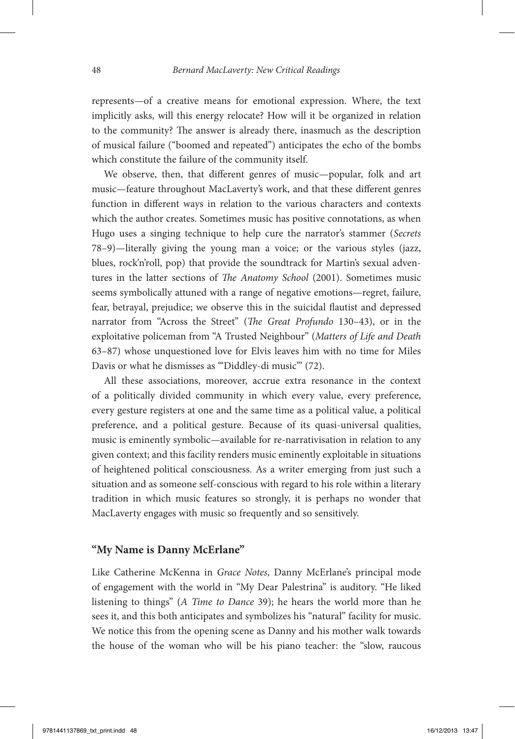represents—of a creative means for emotional expression. Where, the text implicitly asks, will this energy relocate? How will it be organized in relation to the community? The answer is already there, inasmuch as the description of musical failure ("boomed and repeated") anticipates the echo of the bombs which constitute the failure of the community itself.

We observe, then, that different genres of music—popular, folk and art music—feature throughout MacLaverty's work, and that these different genres function in different ways in relation to the various characters and contexts which the author creates. Sometimes music has positive connotations, as when Hugo uses a singing technique to help cure the narrator's stammer (*Secrets* 78–9)—literally giving the young man a voice; or the various styles (jazz, blues, rock'n'roll, pop) that provide the soundtrack for Martin's sexual adventures in the latter sections of *The Anatomy School* (2001). Sometimes music seems symbolically attuned with a range of negative emotions—regret, failure, fear, betrayal, prejudice; we observe this in the suicidal flautist and depressed narrator from "Across the Street" (*The Great Profundo* 130–43), or in the exploitative policeman from "A Trusted Neighbour" (*Matters of Life and Death* 63–87) whose unquestioned love for Elvis leaves him with no time for Miles Davis or what he dismisses as "'Diddley-di music'" (72).

All these associations, moreover, accrue extra resonance in the context of a politically divided community in which every value, every preference, every gesture registers at one and the same time as a political value, a political preference, and a political gesture. Because of its quasi-universal qualities, music is eminently symbolic—available for re-narrativisation in relation to any given context; and this facility renders music eminently exploitable in situations of heightened political consciousness. As a writer emerging from just such a situation and as someone self-conscious with regard to his role within a literary tradition in which music features so strongly, it is perhaps no wonder that MacLaverty engages with music so frequently and so sensitively.

## "My Name is Danny McErlane"

Like Catherine McKenna in *Grace Notes*, Danny McErlane's principal mode of engagement with the world in "My Dear Palestrina" is auditory. "He liked listening to things" (*A Time to Dance* 39); he hears the world more than he sees it, and this both anticipates and symbolizes his "natural" facility for music. We notice this from the opening scene as Danny and his mother walk towards the house of the woman who will be his piano teacher: the "slow, raucous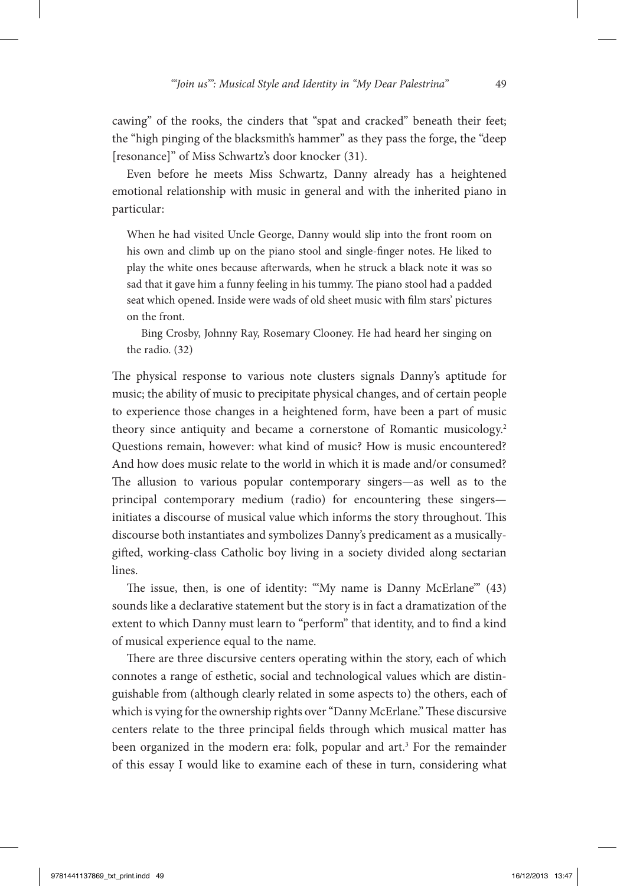cawing" of the rooks, the cinders that "spat and cracked" beneath their feet; the "high pinging of the blacksmith's hammer" as they pass the forge, the "deep [resonance]" of Miss Schwartz's door knocker (31).

Even before he meets Miss Schwartz, Danny already has a heightened emotional relationship with music in general and with the inherited piano in particular:

> When he had visited Uncle George, Danny would slip into the front room on his own and climb up on the piano stool and single-finger notes. He liked to play the white ones because afterwards, when he struck a black note it was so sad that it gave him a funny feeling in his tummy. The piano stool had a padded seat which opened. Inside were wads of old sheet music with film stars' pictures on the front.
>
> Bing Crosby, Johnny Ray, Rosemary Clooney. He had heard her singing on the radio. (32)

The physical response to various note clusters signals Danny's aptitude for music; the ability of music to precipitate physical changes, and of certain people to experience those changes in a heightened form, have been a part of music theory since antiquity and became a cornerstone of Romantic musicology.[2] Questions remain, however: what kind of music? How is music encountered? And how does music relate to the world in which it is made and/or consumed? The allusion to various popular contemporary singers—as well as to the principal contemporary medium (radio) for encountering these singers—initiates a discourse of musical value which informs the story throughout. This discourse both instantiates and symbolizes Danny's predicament as a musically-gifted, working-class Catholic boy living in a society divided along sectarian lines.

The issue, then, is one of identity: "'My name is Danny McErlane'" (43) sounds like a declarative statement but the story is in fact a dramatization of the extent to which Danny must learn to "perform" that identity, and to find a kind of musical experience equal to the name.

There are three discursive centers operating within the story, each of which connotes a range of esthetic, social and technological values which are distinguishable from (although clearly related in some aspects to) the others, each of which is vying for the ownership rights over "Danny McErlane." These discursive centers relate to the three principal fields through which musical matter has been organized in the modern era: folk, popular and art.[3] For the remainder of this essay I would like to examine each of these in turn, considering what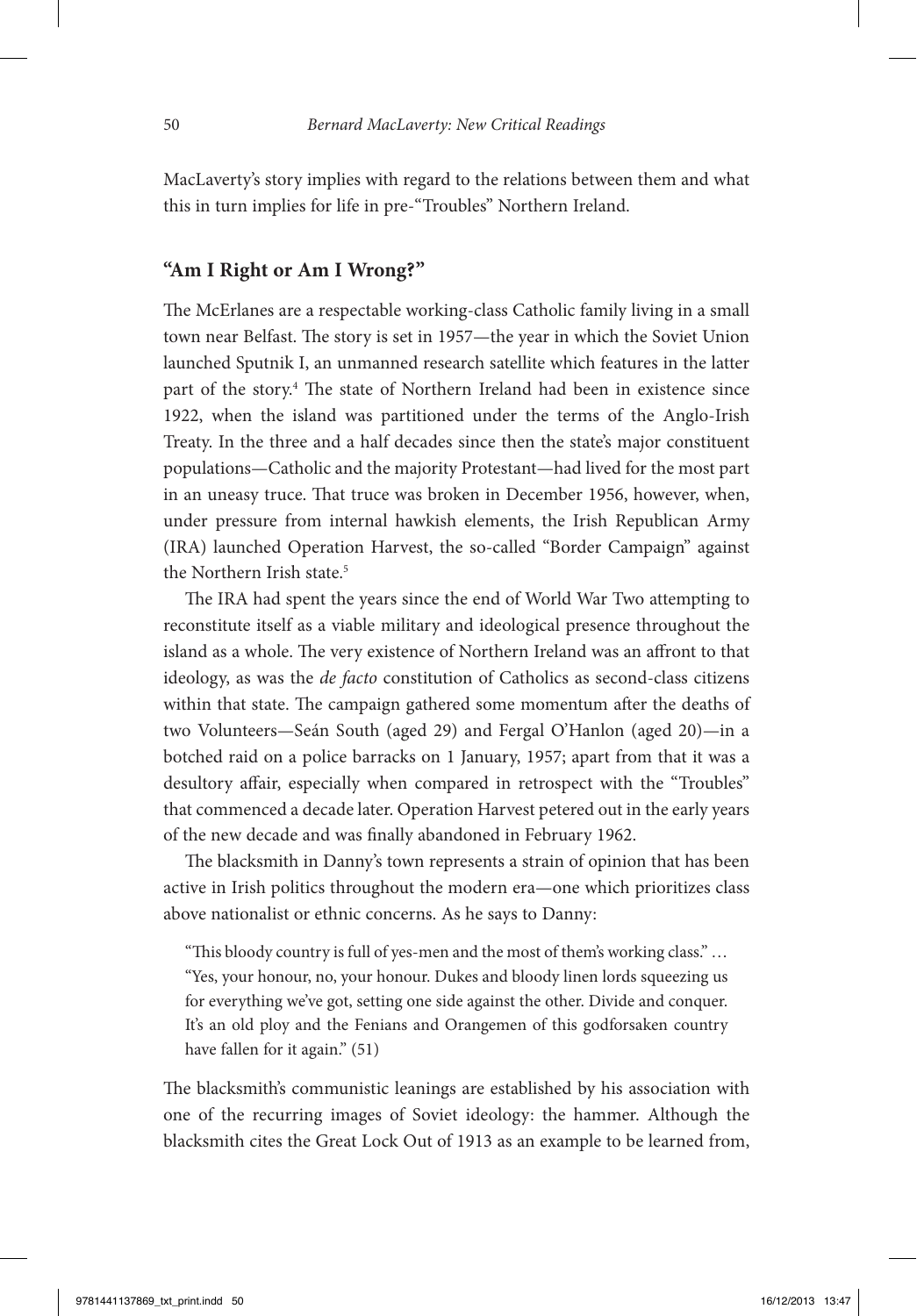MacLaverty's story implies with regard to the relations between them and what this in turn implies for life in pre-"Troubles" Northern Ireland.

## "Am I Right or Am I Wrong?"

The McErlanes are a respectable working-class Catholic family living in a small town near Belfast. The story is set in 1957—the year in which the Soviet Union launched Sputnik I, an unmanned research satellite which features in the latter part of the story.[4] The state of Northern Ireland had been in existence since 1922, when the island was partitioned under the terms of the Anglo-Irish Treaty. In the three and a half decades since then the state's major constituent populations—Catholic and the majority Protestant—had lived for the most part in an uneasy truce. That truce was broken in December 1956, however, when, under pressure from internal hawkish elements, the Irish Republican Army (IRA) launched Operation Harvest, the so-called "Border Campaign" against the Northern Irish state.[5]

The IRA had spent the years since the end of World War Two attempting to reconstitute itself as a viable military and ideological presence throughout the island as a whole. The very existence of Northern Ireland was an affront to that ideology, as was the *de facto* constitution of Catholics as second-class citizens within that state. The campaign gathered some momentum after the deaths of two Volunteers—Seán South (aged 29) and Fergal O'Hanlon (aged 20)—in a botched raid on a police barracks on 1 January, 1957; apart from that it was a desultory affair, especially when compared in retrospect with the "Troubles" that commenced a decade later. Operation Harvest petered out in the early years of the new decade and was finally abandoned in February 1962.

The blacksmith in Danny's town represents a strain of opinion that has been active in Irish politics throughout the modern era—one which prioritizes class above nationalist or ethnic concerns. As he says to Danny:

> "This bloody country is full of yes-men and the most of them's working class." … "Yes, your honour, no, your honour. Dukes and bloody linen lords squeezing us for everything we've got, setting one side against the other. Divide and conquer. It's an old ploy and the Fenians and Orangemen of this godforsaken country have fallen for it again." (51)

The blacksmith's communistic leanings are established by his association with one of the recurring images of Soviet ideology: the hammer. Although the blacksmith cites the Great Lock Out of 1913 as an example to be learned from,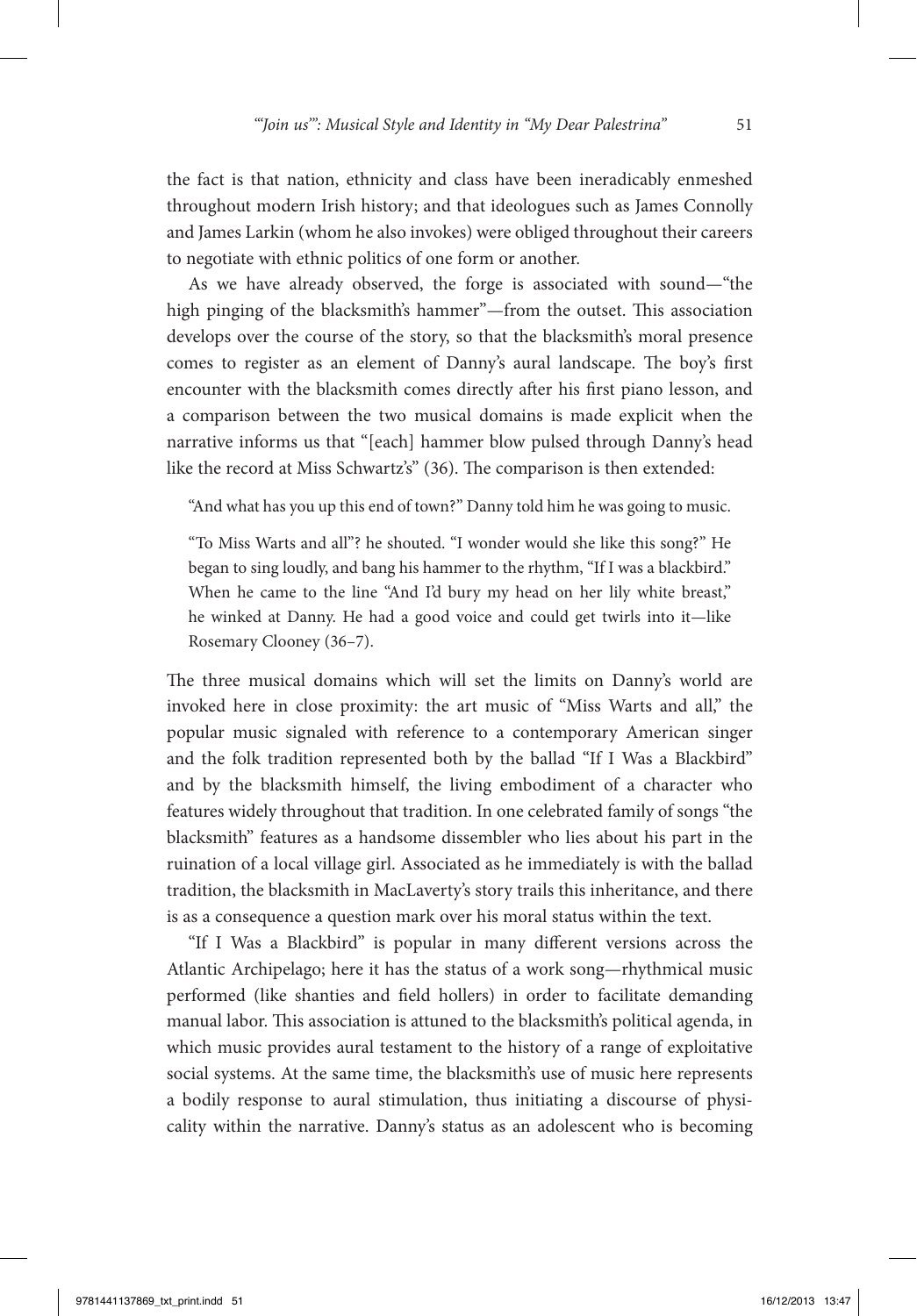the fact is that nation, ethnicity and class have been ineradicably enmeshed throughout modern Irish history; and that ideologues such as James Connolly and James Larkin (whom he also invokes) were obliged throughout their careers to negotiate with ethnic politics of one form or another.

As we have already observed, the forge is associated with sound—"the high pinging of the blacksmith's hammer"—from the outset. This association develops over the course of the story, so that the blacksmith's moral presence comes to register as an element of Danny's aural landscape. The boy's first encounter with the blacksmith comes directly after his first piano lesson, and a comparison between the two musical domains is made explicit when the narrative informs us that "[each] hammer blow pulsed through Danny's head like the record at Miss Schwartz's" (36). The comparison is then extended:

> "And what has you up this end of town?" Danny told him he was going to music.
>
> "To Miss Warts and all"? he shouted. "I wonder would she like this song?" He began to sing loudly, and bang his hammer to the rhythm, "If I was a blackbird." When he came to the line "And I'd bury my head on her lily white breast," he winked at Danny. He had a good voice and could get twirls into it—like Rosemary Clooney (36–7).

The three musical domains which will set the limits on Danny's world are invoked here in close proximity: the art music of "Miss Warts and all," the popular music signaled with reference to a contemporary American singer and the folk tradition represented both by the ballad "If I Was a Blackbird" and by the blacksmith himself, the living embodiment of a character who features widely throughout that tradition. In one celebrated family of songs "the blacksmith" features as a handsome dissembler who lies about his part in the ruination of a local village girl. Associated as he immediately is with the ballad tradition, the blacksmith in MacLaverty's story trails this inheritance, and there is as a consequence a question mark over his moral status within the text.

"If I Was a Blackbird" is popular in many different versions across the Atlantic Archipelago; here it has the status of a work song—rhythmical music performed (like shanties and field hollers) in order to facilitate demanding manual labor. This association is attuned to the blacksmith's political agenda, in which music provides aural testament to the history of a range of exploitative social systems. At the same time, the blacksmith's use of music here represents a bodily response to aural stimulation, thus initiating a discourse of physicality within the narrative. Danny's status as an adolescent who is becoming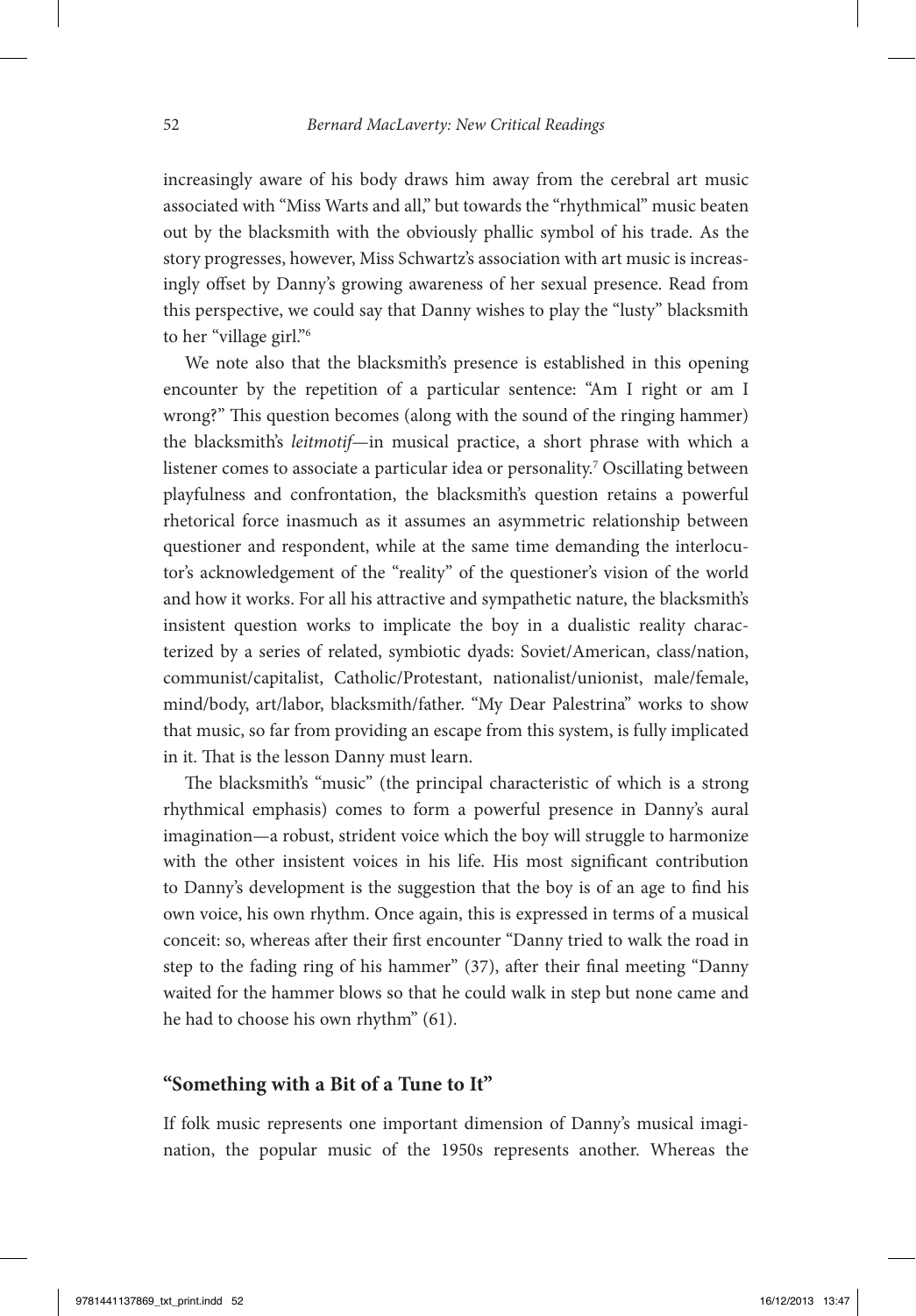increasingly aware of his body draws him away from the cerebral art music associated with "Miss Warts and all," but towards the "rhythmical" music beaten out by the blacksmith with the obviously phallic symbol of his trade. As the story progresses, however, Miss Schwartz's association with art music is increasingly offset by Danny's growing awareness of her sexual presence. Read from this perspective, we could say that Danny wishes to play the "lusty" blacksmith to her "village girl."[6]

We note also that the blacksmith's presence is established in this opening encounter by the repetition of a particular sentence: "Am I right or am I wrong?" This question becomes (along with the sound of the ringing hammer) the blacksmith's *leitmotif*—in musical practice, a short phrase with which a listener comes to associate a particular idea or personality.[7] Oscillating between playfulness and confrontation, the blacksmith's question retains a powerful rhetorical force inasmuch as it assumes an asymmetric relationship between questioner and respondent, while at the same time demanding the interlocutor's acknowledgement of the "reality" of the questioner's vision of the world and how it works. For all his attractive and sympathetic nature, the blacksmith's insistent question works to implicate the boy in a dualistic reality characterized by a series of related, symbiotic dyads: Soviet/American, class/nation, communist/capitalist, Catholic/Protestant, nationalist/unionist, male/female, mind/body, art/labor, blacksmith/father. "My Dear Palestrina" works to show that music, so far from providing an escape from this system, is fully implicated in it. That is the lesson Danny must learn.

The blacksmith's "music" (the principal characteristic of which is a strong rhythmical emphasis) comes to form a powerful presence in Danny's aural imagination—a robust, strident voice which the boy will struggle to harmonize with the other insistent voices in his life. His most significant contribution to Danny's development is the suggestion that the boy is of an age to find his own voice, his own rhythm. Once again, this is expressed in terms of a musical conceit: so, whereas after their first encounter "Danny tried to walk the road in step to the fading ring of his hammer" (37), after their final meeting "Danny waited for the hammer blows so that he could walk in step but none came and he had to choose his own rhythm" (61).

## "Something with a Bit of a Tune to It"

If folk music represents one important dimension of Danny's musical imagination, the popular music of the 1950s represents another. Whereas the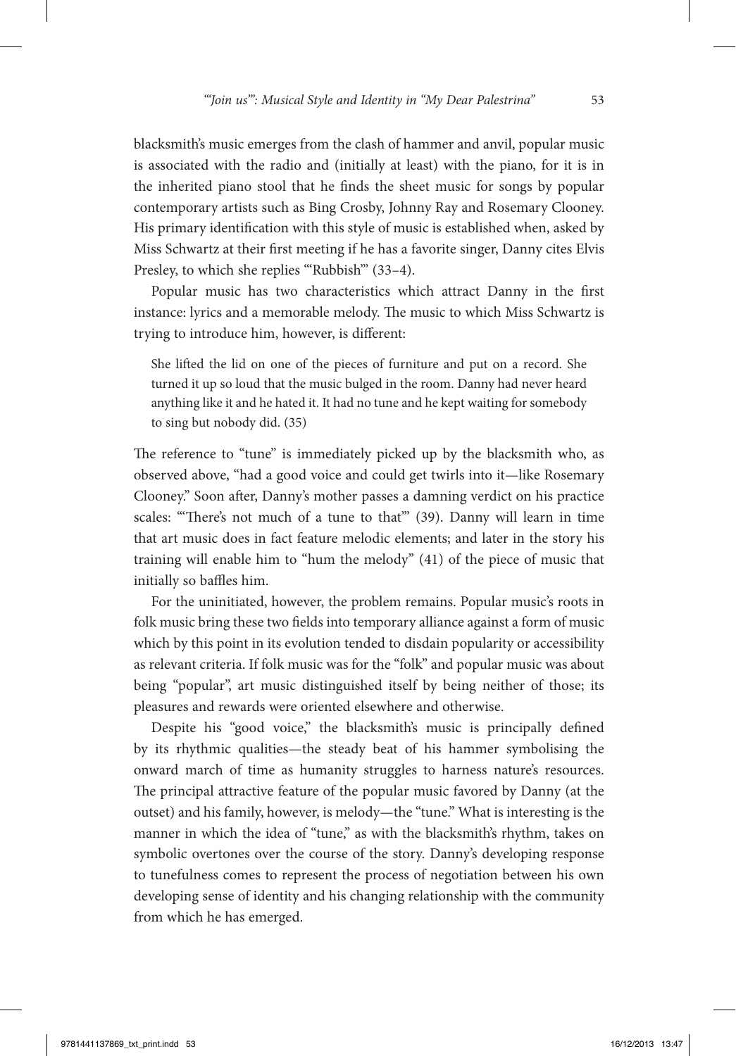blacksmith's music emerges from the clash of hammer and anvil, popular music is associated with the radio and (initially at least) with the piano, for it is in the inherited piano stool that he finds the sheet music for songs by popular contemporary artists such as Bing Crosby, Johnny Ray and Rosemary Clooney. His primary identification with this style of music is established when, asked by Miss Schwartz at their first meeting if he has a favorite singer, Danny cites Elvis Presley, to which she replies "'Rubbish'" (33–4).

Popular music has two characteristics which attract Danny in the first instance: lyrics and a memorable melody. The music to which Miss Schwartz is trying to introduce him, however, is different:

> She lifted the lid on one of the pieces of furniture and put on a record. She turned it up so loud that the music bulged in the room. Danny had never heard anything like it and he hated it. It had no tune and he kept waiting for somebody to sing but nobody did. (35)

The reference to "tune" is immediately picked up by the blacksmith who, as observed above, "had a good voice and could get twirls into it—like Rosemary Clooney." Soon after, Danny's mother passes a damning verdict on his practice scales: "'There's not much of a tune to that'" (39). Danny will learn in time that art music does in fact feature melodic elements; and later in the story his training will enable him to "hum the melody" (41) of the piece of music that initially so baffles him.

For the uninitiated, however, the problem remains. Popular music's roots in folk music bring these two fields into temporary alliance against a form of music which by this point in its evolution tended to disdain popularity or accessibility as relevant criteria. If folk music was for the "folk" and popular music was about being "popular", art music distinguished itself by being neither of those; its pleasures and rewards were oriented elsewhere and otherwise.

Despite his "good voice," the blacksmith's music is principally defined by its rhythmic qualities—the steady beat of his hammer symbolising the onward march of time as humanity struggles to harness nature's resources. The principal attractive feature of the popular music favored by Danny (at the outset) and his family, however, is melody—the "tune." What is interesting is the manner in which the idea of "tune," as with the blacksmith's rhythm, takes on symbolic overtones over the course of the story. Danny's developing response to tunefulness comes to represent the process of negotiation between his own developing sense of identity and his changing relationship with the community from which he has emerged.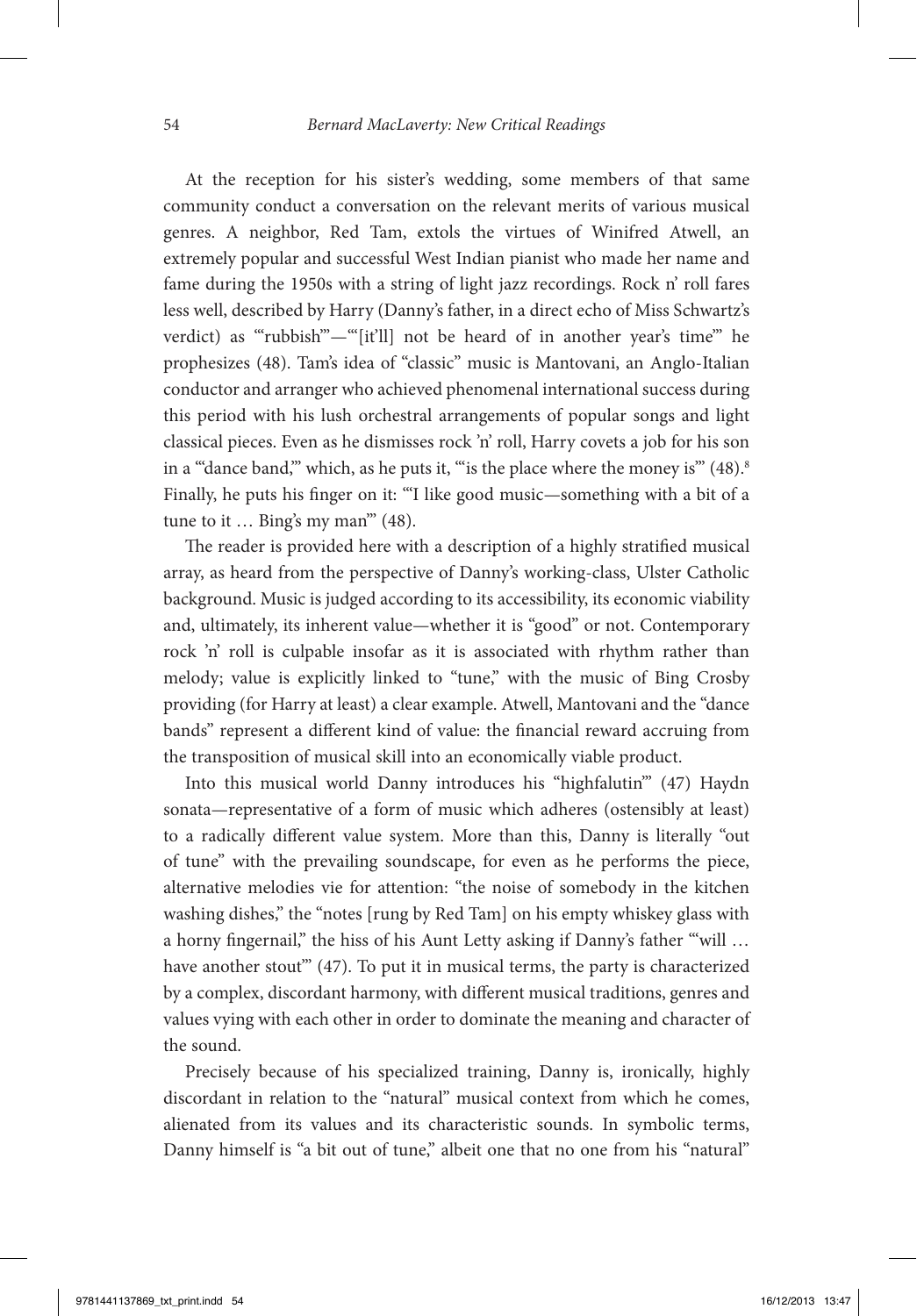At the reception for his sister's wedding, some members of that same community conduct a conversation on the relevant merits of various musical genres. A neighbor, Red Tam, extols the virtues of Winifred Atwell, an extremely popular and successful West Indian pianist who made her name and fame during the 1950s with a string of light jazz recordings. Rock n' roll fares less well, described by Harry (Danny's father, in a direct echo of Miss Schwartz's verdict) as "'rubbish'"—"'[it'll] not be heard of in another year's time'" he prophesizes (48). Tam's idea of "classic" music is Mantovani, an Anglo-Italian conductor and arranger who achieved phenomenal international success during this period with his lush orchestral arrangements of popular songs and light classical pieces. Even as he dismisses rock 'n' roll, Harry covets a job for his son in a "'dance band,'" which, as he puts it, "'is the place where the money is'" (48).[8] Finally, he puts his finger on it: "'I like good music—something with a bit of a tune to it … Bing's my man'" (48).

The reader is provided here with a description of a highly stratified musical array, as heard from the perspective of Danny's working-class, Ulster Catholic background. Music is judged according to its accessibility, its economic viability and, ultimately, its inherent value—whether it is "good" or not. Contemporary rock 'n' roll is culpable insofar as it is associated with rhythm rather than melody; value is explicitly linked to "tune," with the music of Bing Crosby providing (for Harry at least) a clear example. Atwell, Mantovani and the "dance bands" represent a different kind of value: the financial reward accruing from the transposition of musical skill into an economically viable product.

Into this musical world Danny introduces his "highfalutin'" (47) Haydn sonata—representative of a form of music which adheres (ostensibly at least) to a radically different value system. More than this, Danny is literally "out of tune" with the prevailing soundscape, for even as he performs the piece, alternative melodies vie for attention: "the noise of somebody in the kitchen washing dishes," the "notes [rung by Red Tam] on his empty whiskey glass with a horny fingernail," the hiss of his Aunt Letty asking if Danny's father "'will … have another stout'" (47). To put it in musical terms, the party is characterized by a complex, discordant harmony, with different musical traditions, genres and values vying with each other in order to dominate the meaning and character of the sound.

Precisely because of his specialized training, Danny is, ironically, highly discordant in relation to the "natural" musical context from which he comes, alienated from its values and its characteristic sounds. In symbolic terms, Danny himself is "a bit out of tune," albeit one that no one from his "natural"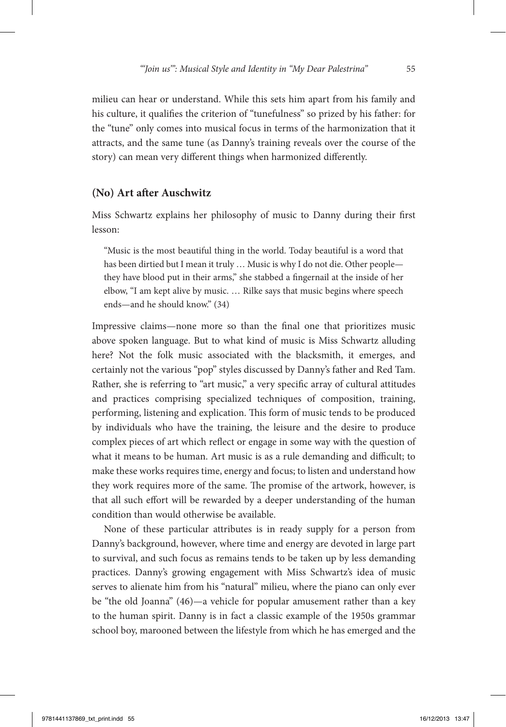milieu can hear or understand. While this sets him apart from his family and his culture, it qualifies the criterion of "tunefulness" so prized by his father: for the "tune" only comes into musical focus in terms of the harmonization that it attracts, and the same tune (as Danny's training reveals over the course of the story) can mean very different things when harmonized differently.

## (No) Art after Auschwitz

Miss Schwartz explains her philosophy of music to Danny during their first lesson:

> "Music is the most beautiful thing in the world. Today beautiful is a word that has been dirtied but I mean it truly … Music is why I do not die. Other people—they have blood put in their arms," she stabbed a fingernail at the inside of her elbow, "I am kept alive by music. … Rilke says that music begins where speech ends—and he should know." (34)

Impressive claims—none more so than the final one that prioritizes music above spoken language. But to what kind of music is Miss Schwartz alluding here? Not the folk music associated with the blacksmith, it emerges, and certainly not the various "pop" styles discussed by Danny's father and Red Tam. Rather, she is referring to "art music," a very specific array of cultural attitudes and practices comprising specialized techniques of composition, training, performing, listening and explication. This form of music tends to be produced by individuals who have the training, the leisure and the desire to produce complex pieces of art which reflect or engage in some way with the question of what it means to be human. Art music is as a rule demanding and difficult; to make these works requires time, energy and focus; to listen and understand how they work requires more of the same. The promise of the artwork, however, is that all such effort will be rewarded by a deeper understanding of the human condition than would otherwise be available.

None of these particular attributes is in ready supply for a person from Danny's background, however, where time and energy are devoted in large part to survival, and such focus as remains tends to be taken up by less demanding practices. Danny's growing engagement with Miss Schwartz's idea of music serves to alienate him from his "natural" milieu, where the piano can only ever be "the old Joanna" (46)—a vehicle for popular amusement rather than a key to the human spirit. Danny is in fact a classic example of the 1950s grammar school boy, marooned between the lifestyle from which he has emerged and the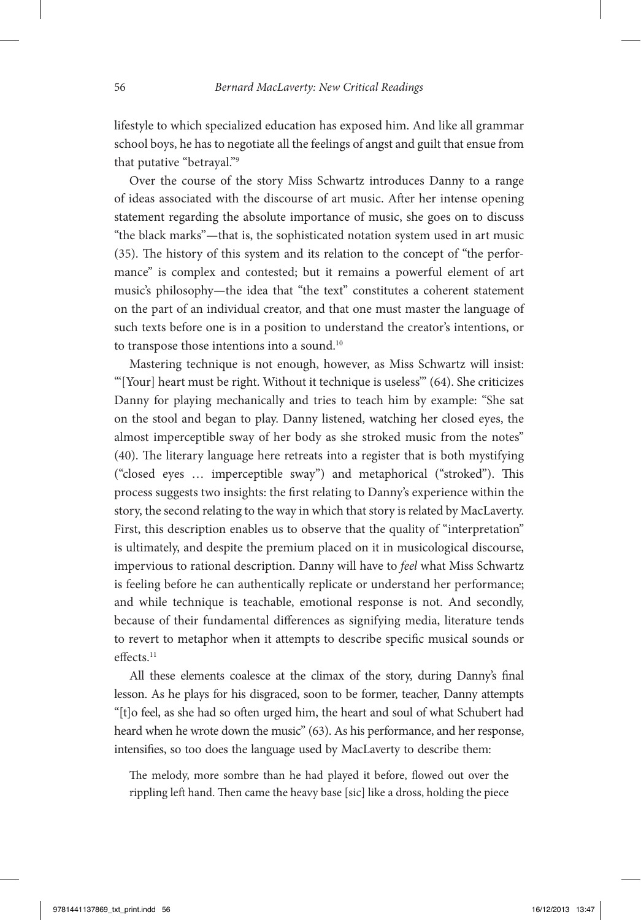lifestyle to which specialized education has exposed him. And like all grammar school boys, he has to negotiate all the feelings of angst and guilt that ensue from that putative "betrayal."[9]

Over the course of the story Miss Schwartz introduces Danny to a range of ideas associated with the discourse of art music. After her intense opening statement regarding the absolute importance of music, she goes on to discuss "the black marks"—that is, the sophisticated notation system used in art music (35). The history of this system and its relation to the concept of "the performance" is complex and contested; but it remains a powerful element of art music's philosophy—the idea that "the text" constitutes a coherent statement on the part of an individual creator, and that one must master the language of such texts before one is in a position to understand the creator's intentions, or to transpose those intentions into a sound.[10]

Mastering technique is not enough, however, as Miss Schwartz will insist: "'[Your] heart must be right. Without it technique is useless'" (64). She criticizes Danny for playing mechanically and tries to teach him by example: "She sat on the stool and began to play. Danny listened, watching her closed eyes, the almost imperceptible sway of her body as she stroked music from the notes" (40). The literary language here retreats into a register that is both mystifying ("closed eyes … imperceptible sway") and metaphorical ("stroked"). This process suggests two insights: the first relating to Danny's experience within the story, the second relating to the way in which that story is related by MacLaverty. First, this description enables us to observe that the quality of "interpretation" is ultimately, and despite the premium placed on it in musicological discourse, impervious to rational description. Danny will have to *feel* what Miss Schwartz is feeling before he can authentically replicate or understand her performance; and while technique is teachable, emotional response is not. And secondly, because of their fundamental differences as signifying media, literature tends to revert to metaphor when it attempts to describe specific musical sounds or effects.[11]

All these elements coalesce at the climax of the story, during Danny's final lesson. As he plays for his disgraced, soon to be former, teacher, Danny attempts "[t]o feel, as she had so often urged him, the heart and soul of what Schubert had heard when he wrote down the music" (63). As his performance, and her response, intensifies, so too does the language used by MacLaverty to describe them:

> The melody, more sombre than he had played it before, flowed out over the rippling left hand. Then came the heavy base [sic] like a dross, holding the piece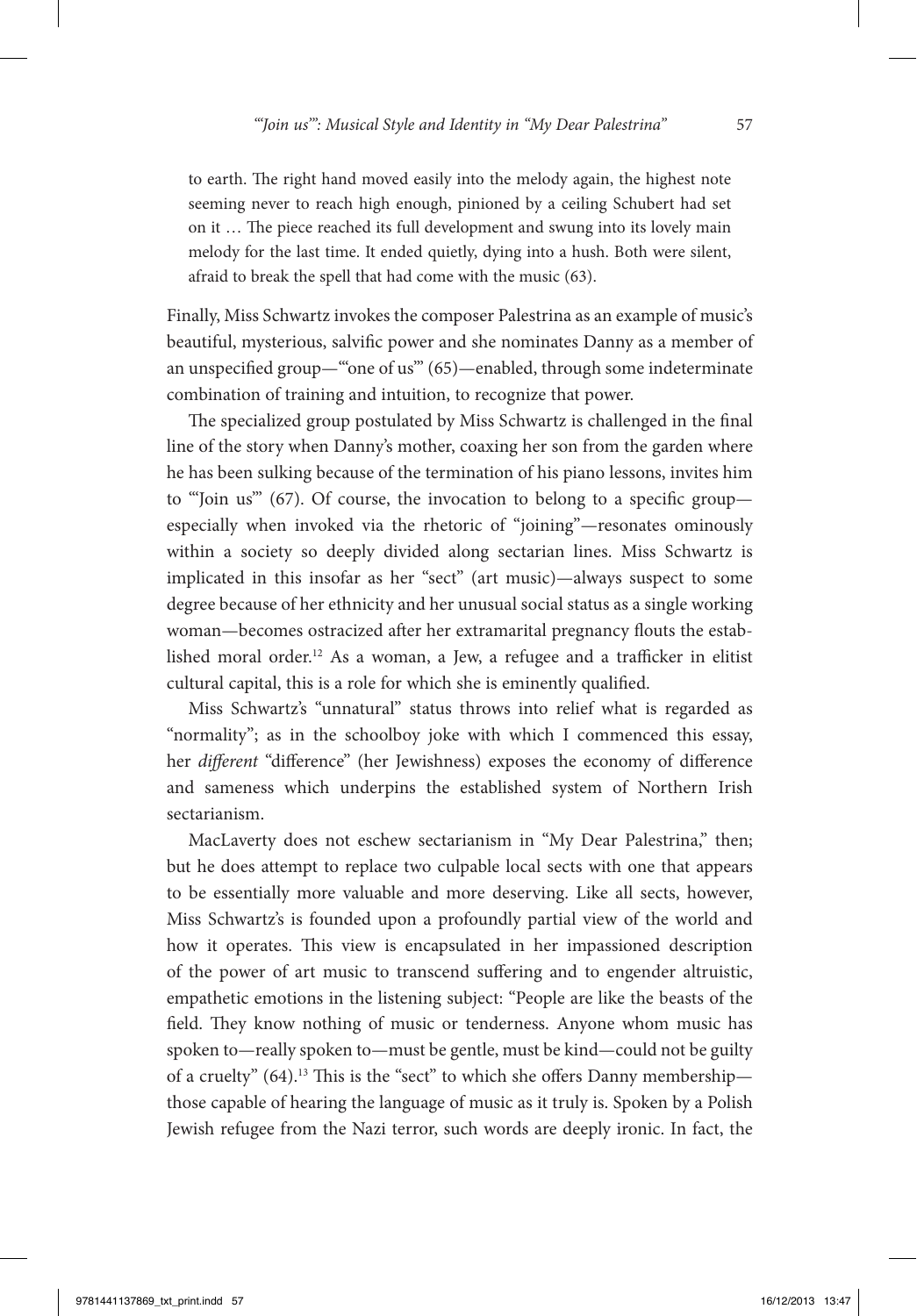to earth. The right hand moved easily into the melody again, the highest note seeming never to reach high enough, pinioned by a ceiling Schubert had set on it … The piece reached its full development and swung into its lovely main melody for the last time. It ended quietly, dying into a hush. Both were silent, afraid to break the spell that had come with the music (63).

Finally, Miss Schwartz invokes the composer Palestrina as an example of music's beautiful, mysterious, salvific power and she nominates Danny as a member of an unspecified group—"'one of us'" (65)—enabled, through some indeterminate combination of training and intuition, to recognize that power.

The specialized group postulated by Miss Schwartz is challenged in the final line of the story when Danny's mother, coaxing her son from the garden where he has been sulking because of the termination of his piano lessons, invites him to "'Join us'" (67). Of course, the invocation to belong to a specific group—especially when invoked via the rhetoric of "joining"—resonates ominously within a society so deeply divided along sectarian lines. Miss Schwartz is implicated in this insofar as her "sect" (art music)—always suspect to some degree because of her ethnicity and her unusual social status as a single working woman—becomes ostracized after her extramarital pregnancy flouts the established moral order.[12] As a woman, a Jew, a refugee and a trafficker in elitist cultural capital, this is a role for which she is eminently qualified.

Miss Schwartz's "unnatural" status throws into relief what is regarded as "normality"; as in the schoolboy joke with which I commenced this essay, her *different* "difference" (her Jewishness) exposes the economy of difference and sameness which underpins the established system of Northern Irish sectarianism.

MacLaverty does not eschew sectarianism in "My Dear Palestrina," then; but he does attempt to replace two culpable local sects with one that appears to be essentially more valuable and more deserving. Like all sects, however, Miss Schwartz's is founded upon a profoundly partial view of the world and how it operates. This view is encapsulated in her impassioned description of the power of art music to transcend suffering and to engender altruistic, empathetic emotions in the listening subject: "People are like the beasts of the field. They know nothing of music or tenderness. Anyone whom music has spoken to—really spoken to—must be gentle, must be kind—could not be guilty of a cruelty" (64).[13] This is the "sect" to which she offers Danny membership—those capable of hearing the language of music as it truly is. Spoken by a Polish Jewish refugee from the Nazi terror, such words are deeply ironic. In fact, the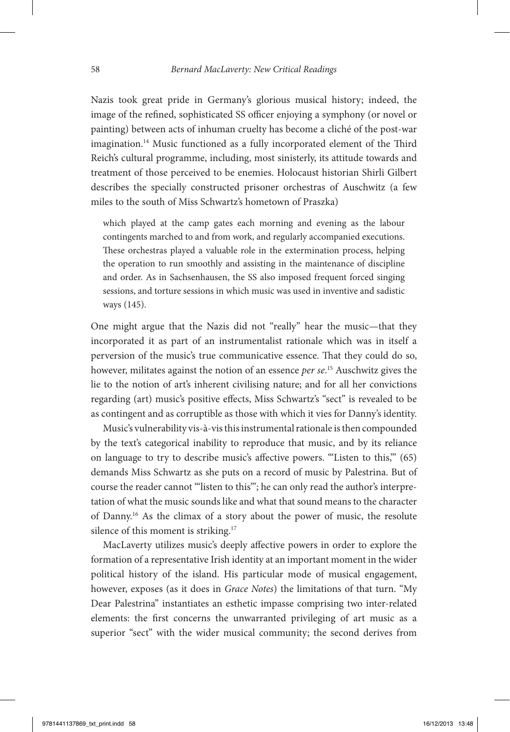Nazis took great pride in Germany's glorious musical history; indeed, the image of the refined, sophisticated SS officer enjoying a symphony (or novel or painting) between acts of inhuman cruelty has become a cliché of the post-war imagination.[14] Music functioned as a fully incorporated element of the Third Reich's cultural programme, including, most sinisterly, its attitude towards and treatment of those perceived to be enemies. Holocaust historian Shirli Gilbert describes the specially constructed prisoner orchestras of Auschwitz (a few miles to the south of Miss Schwartz's hometown of Praszka)

> which played at the camp gates each morning and evening as the labour contingents marched to and from work, and regularly accompanied executions. These orchestras played a valuable role in the extermination process, helping the operation to run smoothly and assisting in the maintenance of discipline and order. As in Sachsenhausen, the SS also imposed frequent forced singing sessions, and torture sessions in which music was used in inventive and sadistic ways (145).

One might argue that the Nazis did not "really" hear the music—that they incorporated it as part of an instrumentalist rationale which was in itself a perversion of the music's true communicative essence. That they could do so, however, militates against the notion of an essence *per se*.[15] Auschwitz gives the lie to the notion of art's inherent civilising nature; and for all her convictions regarding (art) music's positive effects, Miss Schwartz's "sect" is revealed to be as contingent and as corruptible as those with which it vies for Danny's identity.

Music's vulnerability vis-à-vis this instrumental rationale is then compounded by the text's categorical inability to reproduce that music, and by its reliance on language to try to describe music's affective powers. "'Listen to this,'" (65) demands Miss Schwartz as she puts on a record of music by Palestrina. But of course the reader cannot "'listen to this'"; he can only read the author's interpretation of what the music sounds like and what that sound means to the character of Danny.[16] As the climax of a story about the power of music, the resolute silence of this moment is striking.[17]

MacLaverty utilizes music's deeply affective powers in order to explore the formation of a representative Irish identity at an important moment in the wider political history of the island. His particular mode of musical engagement, however, exposes (as it does in *Grace Notes*) the limitations of that turn. "My Dear Palestrina" instantiates an esthetic impasse comprising two inter-related elements: the first concerns the unwarranted privileging of art music as a superior "sect" with the wider musical community; the second derives from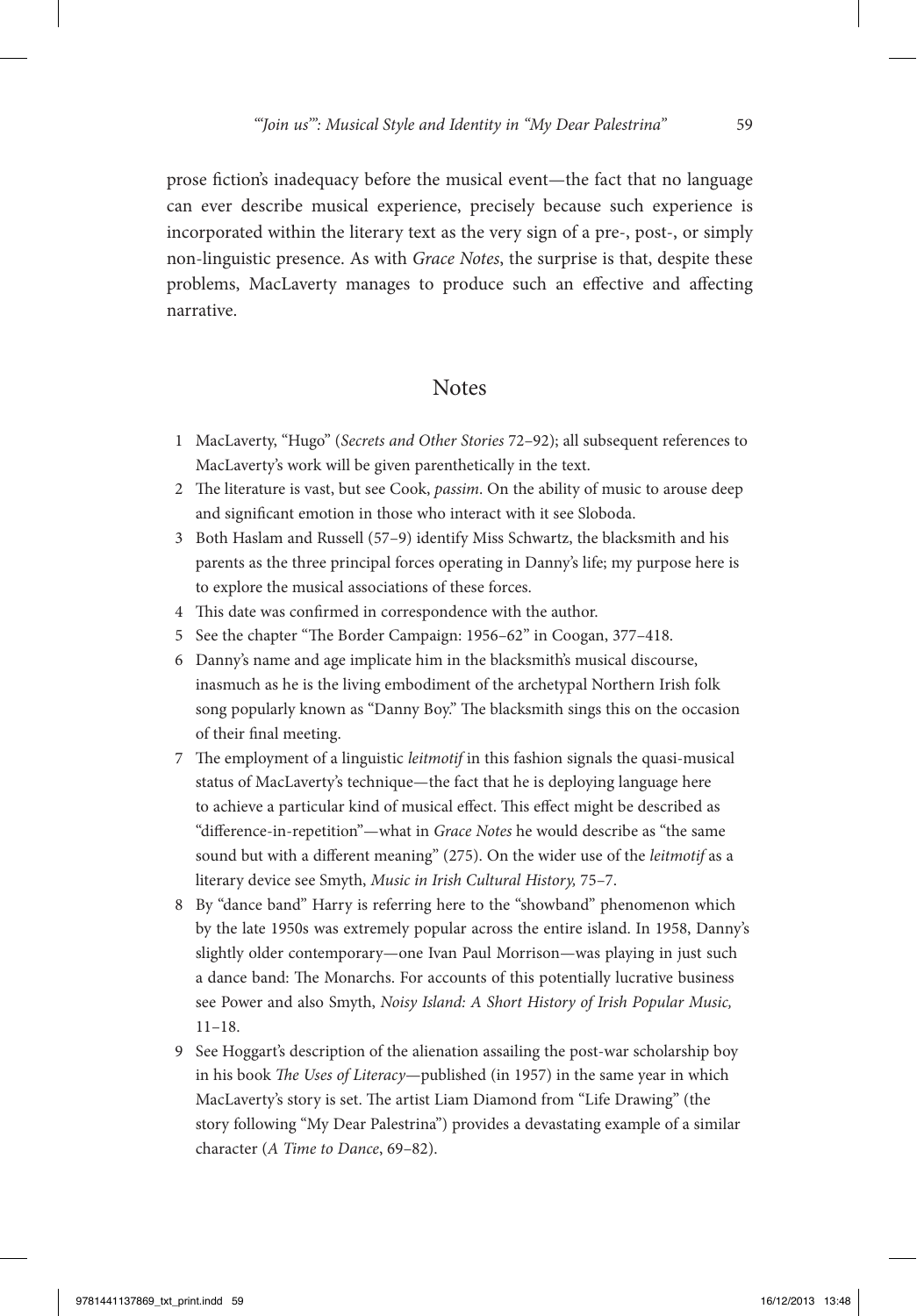prose fiction's inadequacy before the musical event—the fact that no language can ever describe musical experience, precisely because such experience is incorporated within the literary text as the very sign of a pre-, post-, or simply non-linguistic presence. As with *Grace Notes*, the surprise is that, despite these problems, MacLaverty manages to produce such an effective and affecting narrative.

## Notes

1. MacLaverty, "Hugo" (*Secrets and Other Stories* 72–92); all subsequent references to MacLaverty's work will be given parenthetically in the text.
2. The literature is vast, but see Cook, *passim*. On the ability of music to arouse deep and significant emotion in those who interact with it see Sloboda.
3. Both Haslam and Russell (57–9) identify Miss Schwartz, the blacksmith and his parents as the three principal forces operating in Danny's life; my purpose here is to explore the musical associations of these forces.
4. This date was confirmed in correspondence with the author.
5. See the chapter "The Border Campaign: 1956–62" in Coogan, 377–418.
6. Danny's name and age implicate him in the blacksmith's musical discourse, inasmuch as he is the living embodiment of the archetypal Northern Irish folk song popularly known as "Danny Boy." The blacksmith sings this on the occasion of their final meeting.
7. The employment of a linguistic *leitmotif* in this fashion signals the quasi-musical status of MacLaverty's technique—the fact that he is deploying language here to achieve a particular kind of musical effect. This effect might be described as "difference-in-repetition"—what in *Grace Notes* he would describe as "the same sound but with a different meaning" (275). On the wider use of the *leitmotif* as a literary device see Smyth, *Music in Irish Cultural History,* 75–7.
8. By "dance band" Harry is referring here to the "showband" phenomenon which by the late 1950s was extremely popular across the entire island. In 1958, Danny's slightly older contemporary—one Ivan Paul Morrison—was playing in just such a dance band: The Monarchs. For accounts of this potentially lucrative business see Power and also Smyth, *Noisy Island: A Short History of Irish Popular Music,* 11–18.
9. See Hoggart's description of the alienation assailing the post-war scholarship boy in his book *The Uses of Literacy*—published (in 1957) in the same year in which MacLaverty's story is set. The artist Liam Diamond from "Life Drawing" (the story following "My Dear Palestrina") provides a devastating example of a similar character (*A Time to Dance*, 69–82).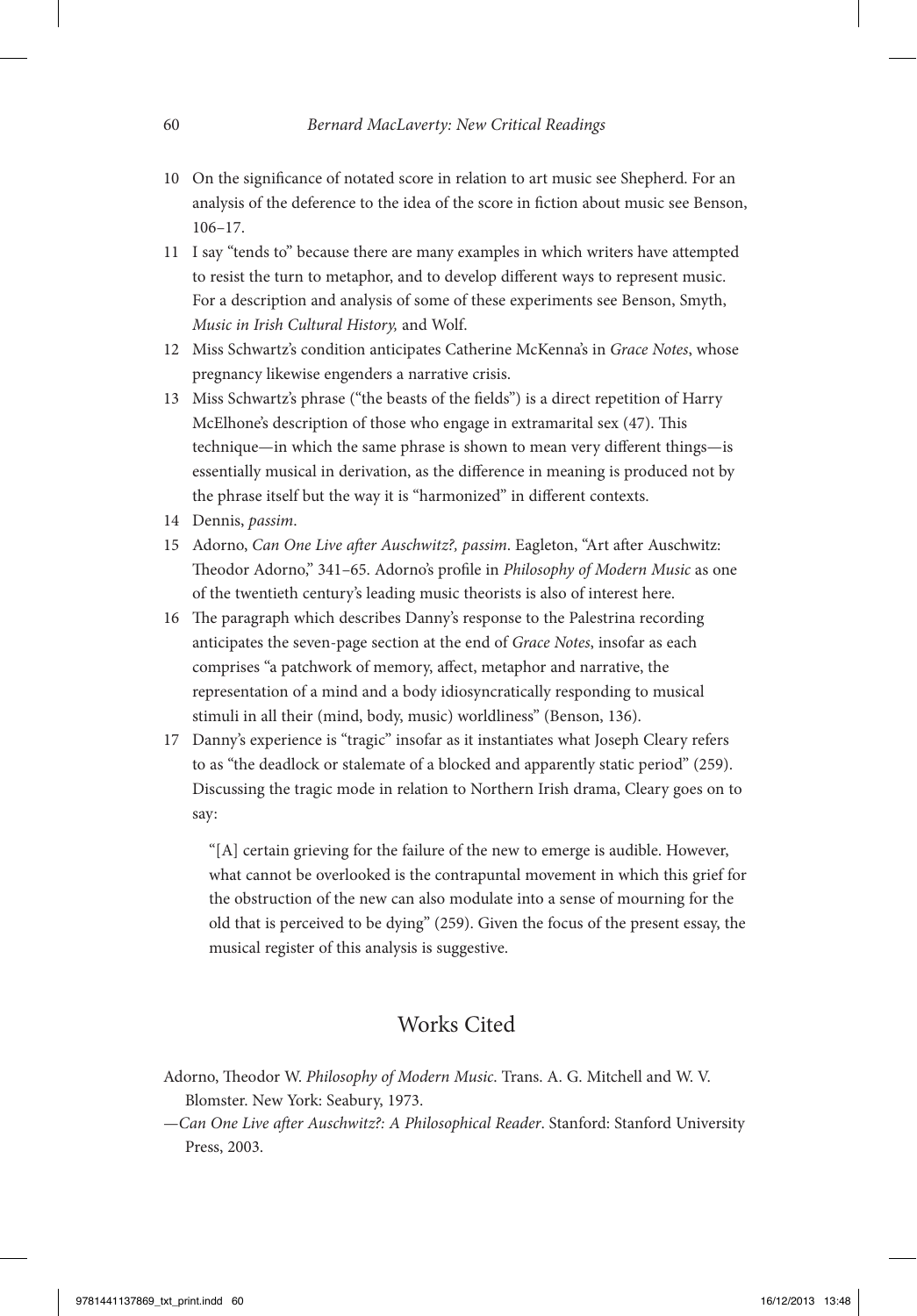10 On the significance of notated score in relation to art music see Shepherd. For an analysis of the deference to the idea of the score in fiction about music see Benson, 106–17.

11 I say "tends to" because there are many examples in which writers have attempted to resist the turn to metaphor, and to develop different ways to represent music. For a description and analysis of some of these experiments see Benson, Smyth, *Music in Irish Cultural History,* and Wolf.

12 Miss Schwartz's condition anticipates Catherine McKenna's in *Grace Notes*, whose pregnancy likewise engenders a narrative crisis.

13 Miss Schwartz's phrase ("the beasts of the fields") is a direct repetition of Harry McElhone's description of those who engage in extramarital sex (47). This technique—in which the same phrase is shown to mean very different things—is essentially musical in derivation, as the difference in meaning is produced not by the phrase itself but the way it is "harmonized" in different contexts.

14 Dennis, *passim*.

15 Adorno, *Can One Live after Auschwitz?, passim*. Eagleton, "Art after Auschwitz: Theodor Adorno," 341–65. Adorno's profile in *Philosophy of Modern Music* as one of the twentieth century's leading music theorists is also of interest here.

16 The paragraph which describes Danny's response to the Palestrina recording anticipates the seven-page section at the end of *Grace Notes*, insofar as each comprises "a patchwork of memory, affect, metaphor and narrative, the representation of a mind and a body idiosyncratically responding to musical stimuli in all their (mind, body, music) worldliness" (Benson, 136).

17 Danny's experience is "tragic" insofar as it instantiates what Joseph Cleary refers to as "the deadlock or stalemate of a blocked and apparently static period" (259). Discussing the tragic mode in relation to Northern Irish drama, Cleary goes on to say:

> "[A] certain grieving for the failure of the new to emerge is audible. However, what cannot be overlooked is the contrapuntal movement in which this grief for the obstruction of the new can also modulate into a sense of mourning for the old that is perceived to be dying" (259). Given the focus of the present essay, the musical register of this analysis is suggestive.

## Works Cited

Adorno, Theodor W. *Philosophy of Modern Music*. Trans. A. G. Mitchell and W. V. Blomster. New York: Seabury, 1973.

—*Can One Live after Auschwitz?: A Philosophical Reader*. Stanford: Stanford University Press, 2003.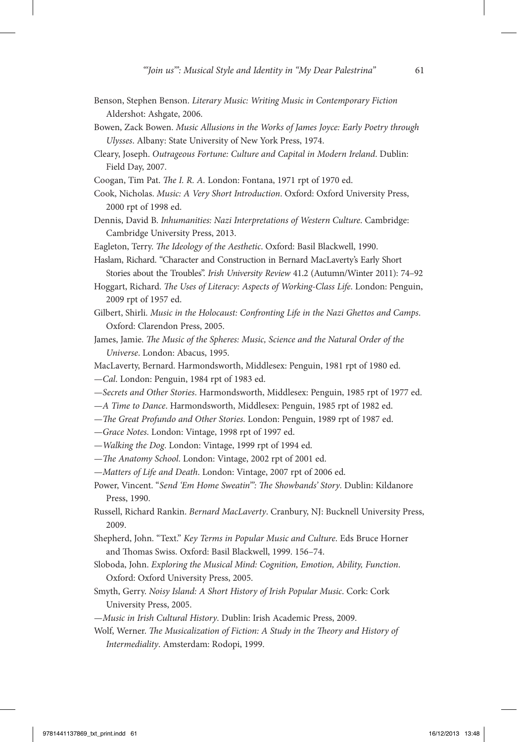Benson, Stephen Benson. *Literary Music: Writing Music in Contemporary Fiction* Aldershot: Ashgate, 2006.

Bowen, Zack Bowen. *Music Allusions in the Works of James Joyce: Early Poetry through Ulysses*. Albany: State University of New York Press, 1974.

Cleary, Joseph. *Outrageous Fortune: Culture and Capital in Modern Ireland*. Dublin: Field Day, 2007.

Coogan, Tim Pat. *The I. R. A.* London: Fontana, 1971 rpt of 1970 ed.

Cook, Nicholas. *Music: A Very Short Introduction*. Oxford: Oxford University Press, 2000 rpt of 1998 ed.

Dennis, David B. *Inhumanities: Nazi Interpretations of Western Culture*. Cambridge: Cambridge University Press, 2013.

Eagleton, Terry. *The Ideology of the Aesthetic*. Oxford: Basil Blackwell, 1990.

Haslam, Richard. "Character and Construction in Bernard MacLaverty's Early Short Stories about the Troubles". *Irish University Review* 41.2 (Autumn/Winter 2011): 74–92

Hoggart, Richard. *The Uses of Literacy: Aspects of Working-Class Life*. London: Penguin, 2009 rpt of 1957 ed.

Gilbert, Shirli. *Music in the Holocaust: Confronting Life in the Nazi Ghettos and Camps*. Oxford: Clarendon Press, 2005.

James, Jamie. *The Music of the Spheres: Music, Science and the Natural Order of the Universe*. London: Abacus, 1995.

MacLaverty, Bernard. Harmondsworth, Middlesex: Penguin, 1981 rpt of 1980 ed.

—*Cal*. London: Penguin, 1984 rpt of 1983 ed.

—*Secrets and Other Stories*. Harmondsworth, Middlesex: Penguin, 1985 rpt of 1977 ed.

—*A Time to Dance*. Harmondsworth, Middlesex: Penguin, 1985 rpt of 1982 ed.

—*The Great Profundo and Other Stories*. London: Penguin, 1989 rpt of 1987 ed.

—*Grace Notes*. London: Vintage, 1998 rpt of 1997 ed.

—*Walking the Dog*. London: Vintage, 1999 rpt of 1994 ed.

—*The Anatomy School*. London: Vintage, 2002 rpt of 2001 ed.

—*Matters of Life and Death*. London: Vintage, 2007 rpt of 2006 ed.

Power, Vincent. "*Send 'Em Home Sweatin'": The Showbands' Story*. Dublin: Kildanore Press, 1990.

Russell, Richard Rankin. *Bernard MacLaverty*. Cranbury, NJ: Bucknell University Press, 2009.

Shepherd, John. "Text." *Key Terms in Popular Music and Culture*. Eds Bruce Horner and Thomas Swiss. Oxford: Basil Blackwell, 1999. 156–74.

Sloboda, John. *Exploring the Musical Mind: Cognition, Emotion, Ability, Function*. Oxford: Oxford University Press, 2005.

Smyth, Gerry. *Noisy Island: A Short History of Irish Popular Music*. Cork: Cork University Press, 2005.

—*Music in Irish Cultural History*. Dublin: Irish Academic Press, 2009.

Wolf, Werner. *The Musicalization of Fiction: A Study in the Theory and History of Intermediality*. Amsterdam: Rodopi, 1999.